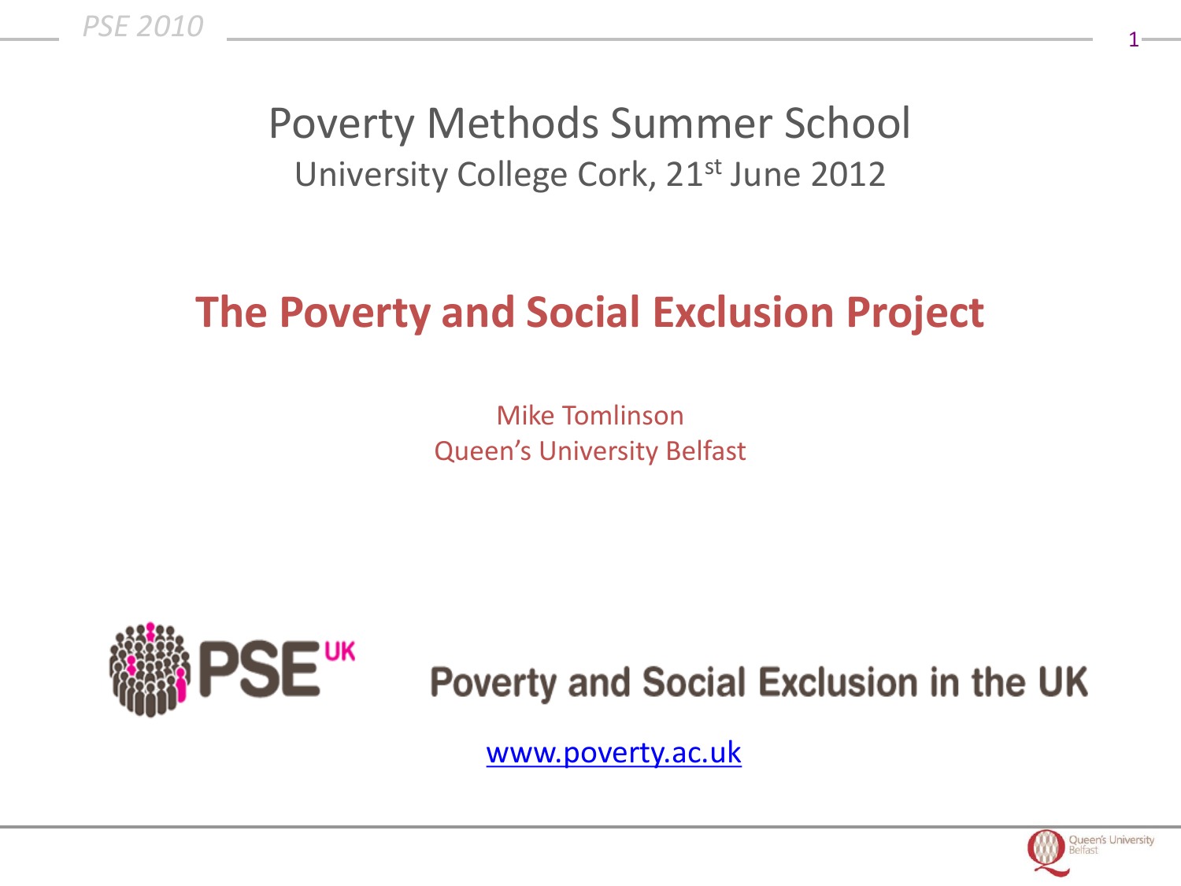# Poverty Methods Summer School

University College Cork, 21st June 2012

## The Poverty and Social Exclusion Project

Mike Tomlinson
Queen's University Belfast

PSE UK

Poverty and Social Exclusion in the UK

www.poverty.ac.uk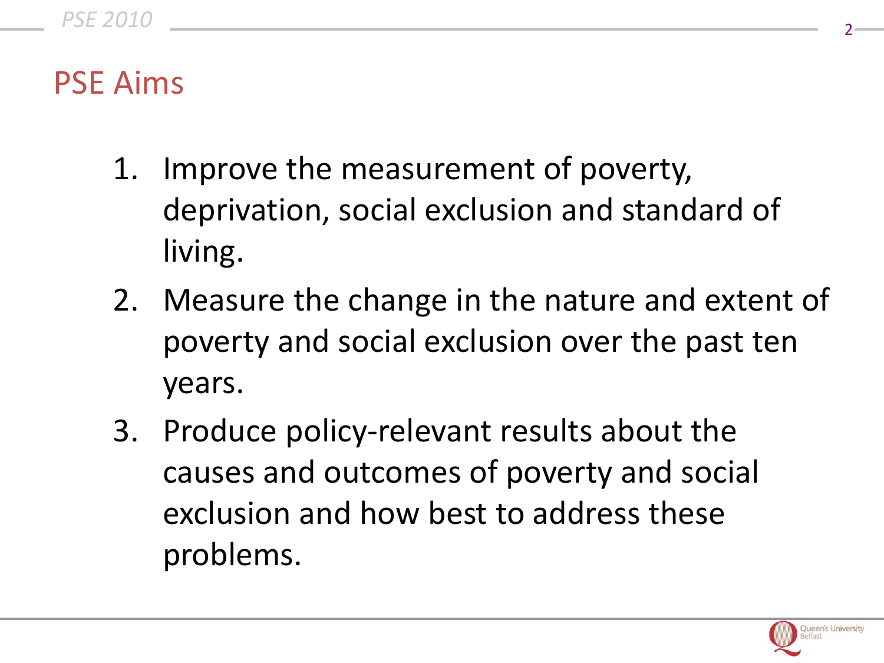# PSE Aims

1. Improve the measurement of poverty, deprivation, social exclusion and standard of living.
2. Measure the change in the nature and extent of poverty and social exclusion over the past ten years.
3. Produce policy-relevant results about the causes and outcomes of poverty and social exclusion and how best to address these problems.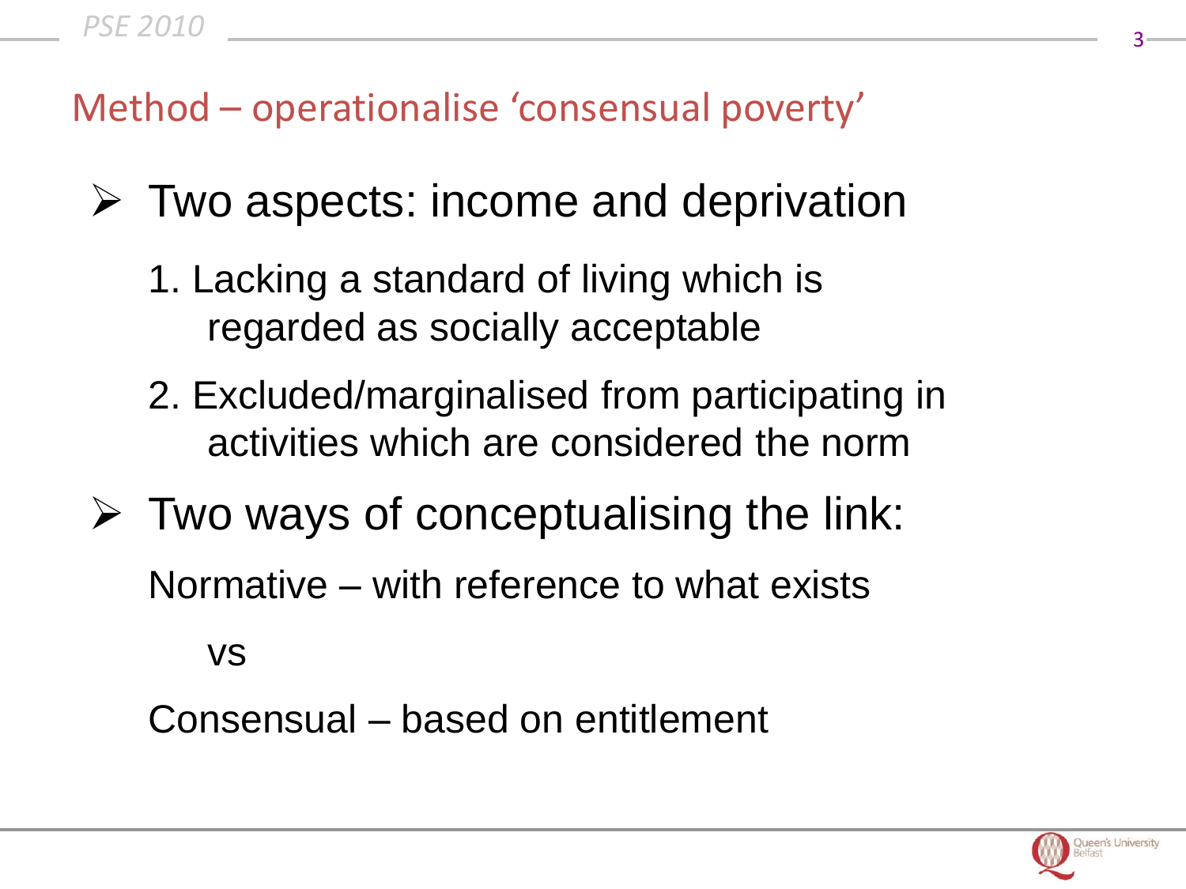## Method – operationalise 'consensual poverty'

- Two aspects: income and deprivation
  1. Lacking a standard of living which is regarded as socially acceptable
  2. Excluded/marginalised from participating in activities which are considered the norm
- Two ways of conceptualising the link:

  Normative – with reference to what exists

  vs

  Consensual – based on entitlement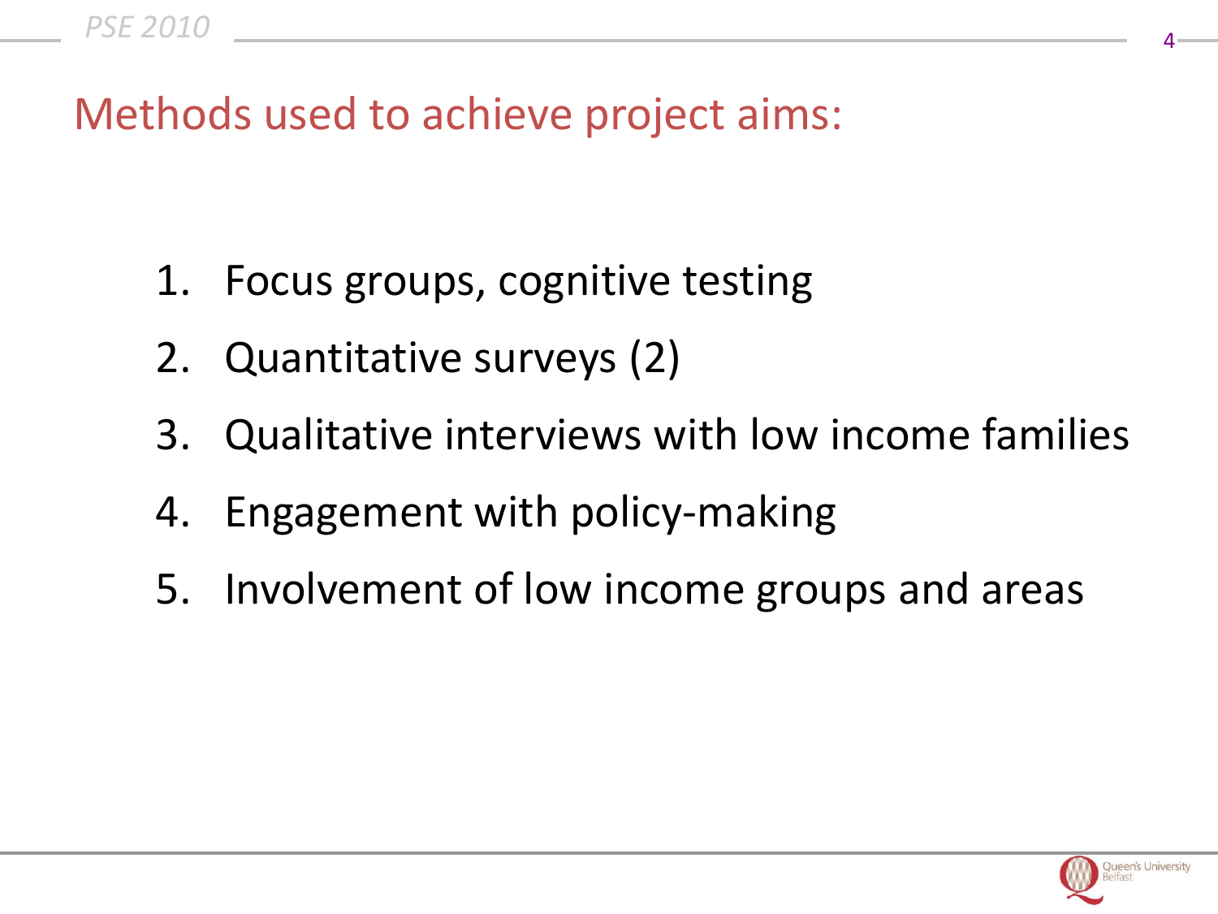# Methods used to achieve project aims:

1. Focus groups, cognitive testing
2. Quantitative surveys (2)
3. Qualitative interviews with low income families
4. Engagement with policy-making
5. Involvement of low income groups and areas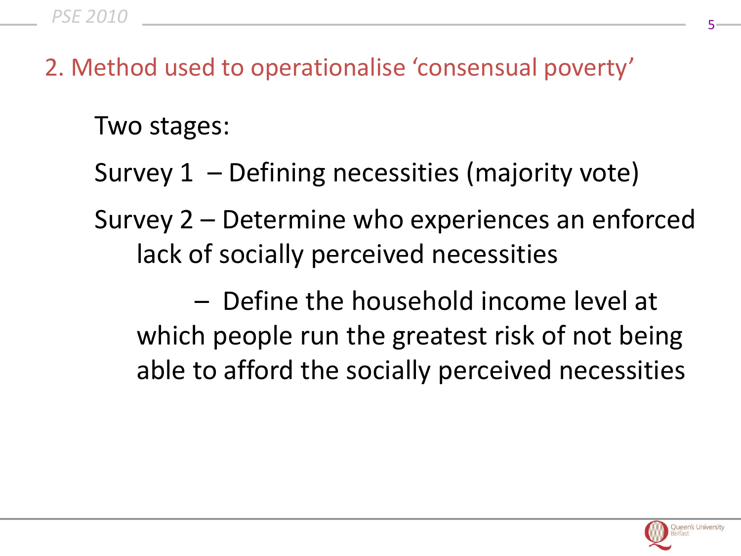## 2. Method used to operationalise 'consensual poverty'

Two stages:

Survey 1 – Defining necessities (majority vote)

Survey 2 – Determine who experiences an enforced lack of socially perceived necessities

– Define the household income level at which people run the greatest risk of not being able to afford the socially perceived necessities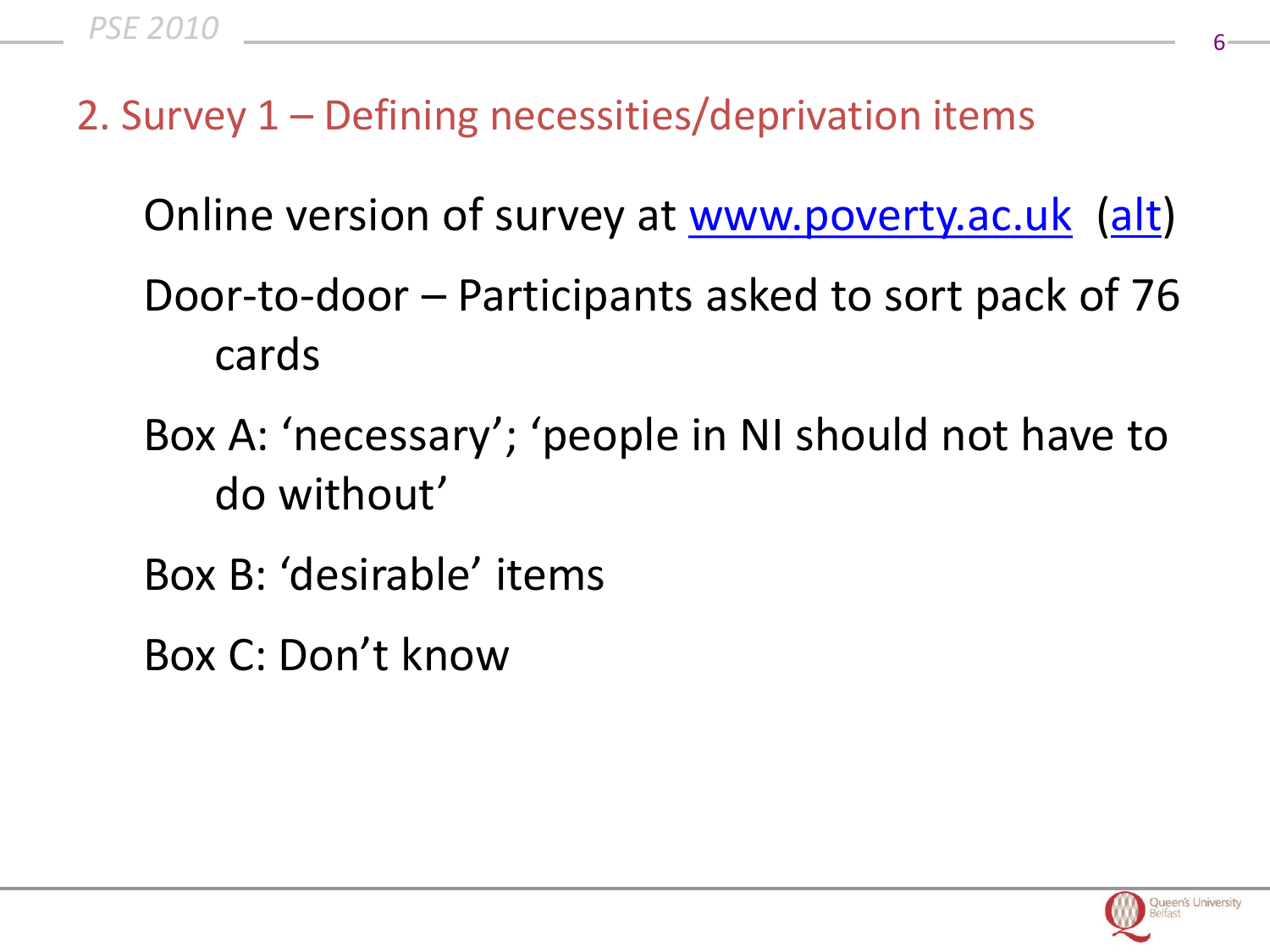## 2. Survey 1 – Defining necessities/deprivation items

Online version of survey at www.poverty.ac.uk (alt)

Door-to-door – Participants asked to sort pack of 76 cards

Box A: 'necessary'; 'people in NI should not have to do without'

Box B: 'desirable' items

Box C: Don't know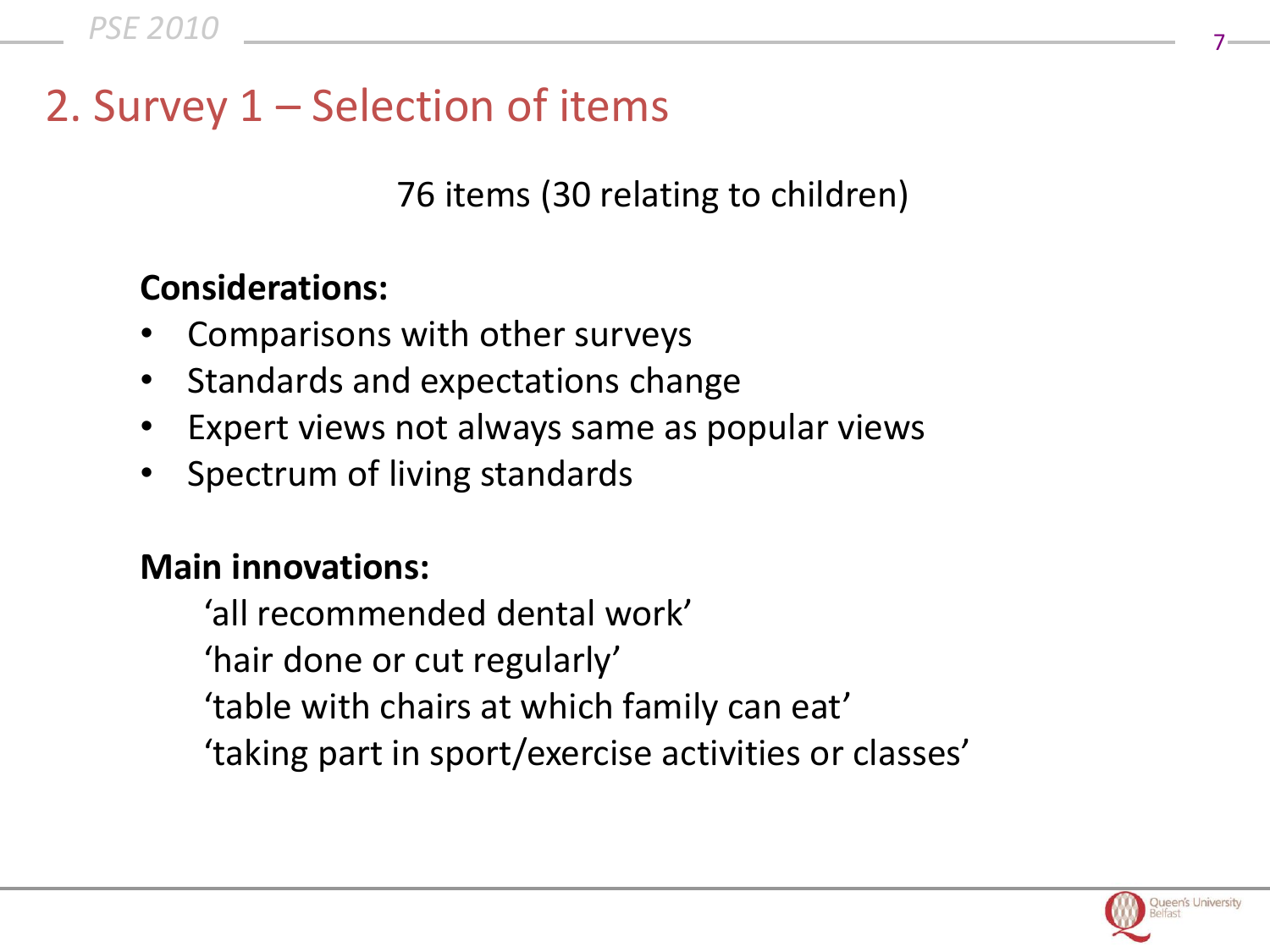# 2. Survey 1 – Selection of items

76 items (30 relating to children)

**Considerations:**

- Comparisons with other surveys
- Standards and expectations change
- Expert views not always same as popular views
- Spectrum of living standards

**Main innovations:**

'all recommended dental work'
'hair done or cut regularly'
'table with chairs at which family can eat'
'taking part in sport/exercise activities or classes'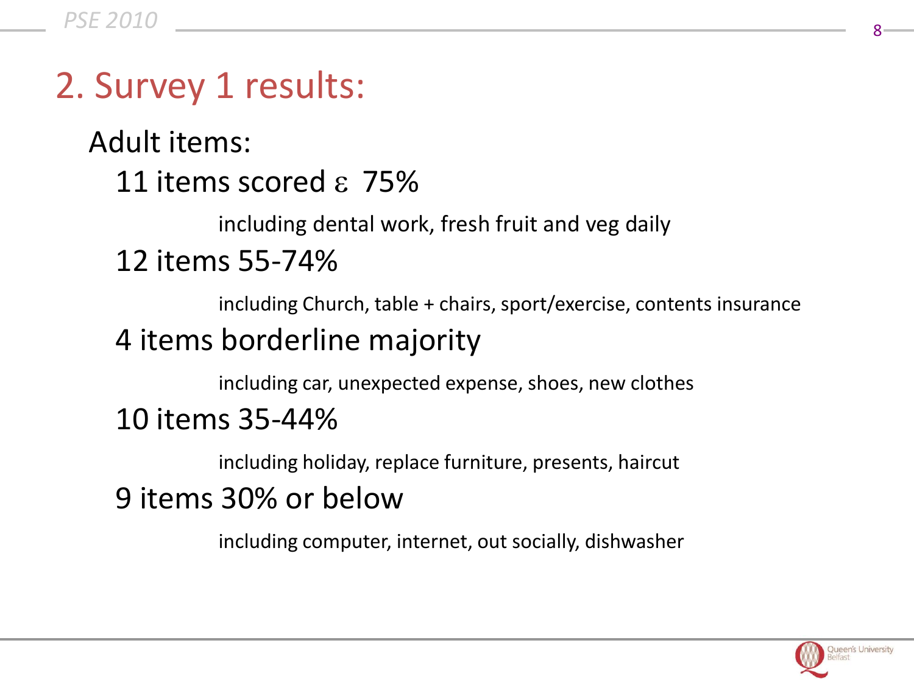## 2. Survey 1 results:

Adult items:

- 11 items scored ε 75%
  - including dental work, fresh fruit and veg daily
- 12 items 55-74%
  - including Church, table + chairs, sport/exercise, contents insurance
- 4 items borderline majority
  - including car, unexpected expense, shoes, new clothes
- 10 items 35-44%
  - including holiday, replace furniture, presents, haircut
- 9 items 30% or below
  - including computer, internet, out socially, dishwasher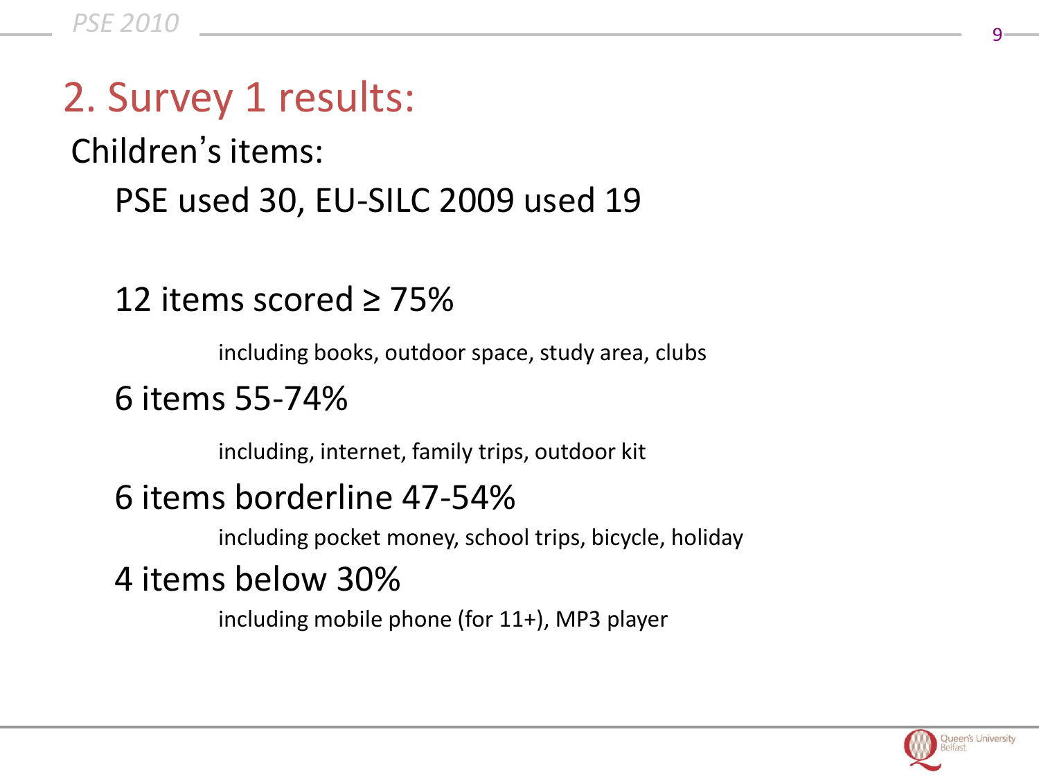## 2. Survey 1 results:

Children's items:

PSE used 30, EU-SILC 2009 used 19

12 items scored ≥ 75%

including books, outdoor space, study area, clubs

6 items 55-74%

including, internet, family trips, outdoor kit

6 items borderline 47-54%

including pocket money, school trips, bicycle, holiday

4 items below 30%

including mobile phone (for 11+), MP3 player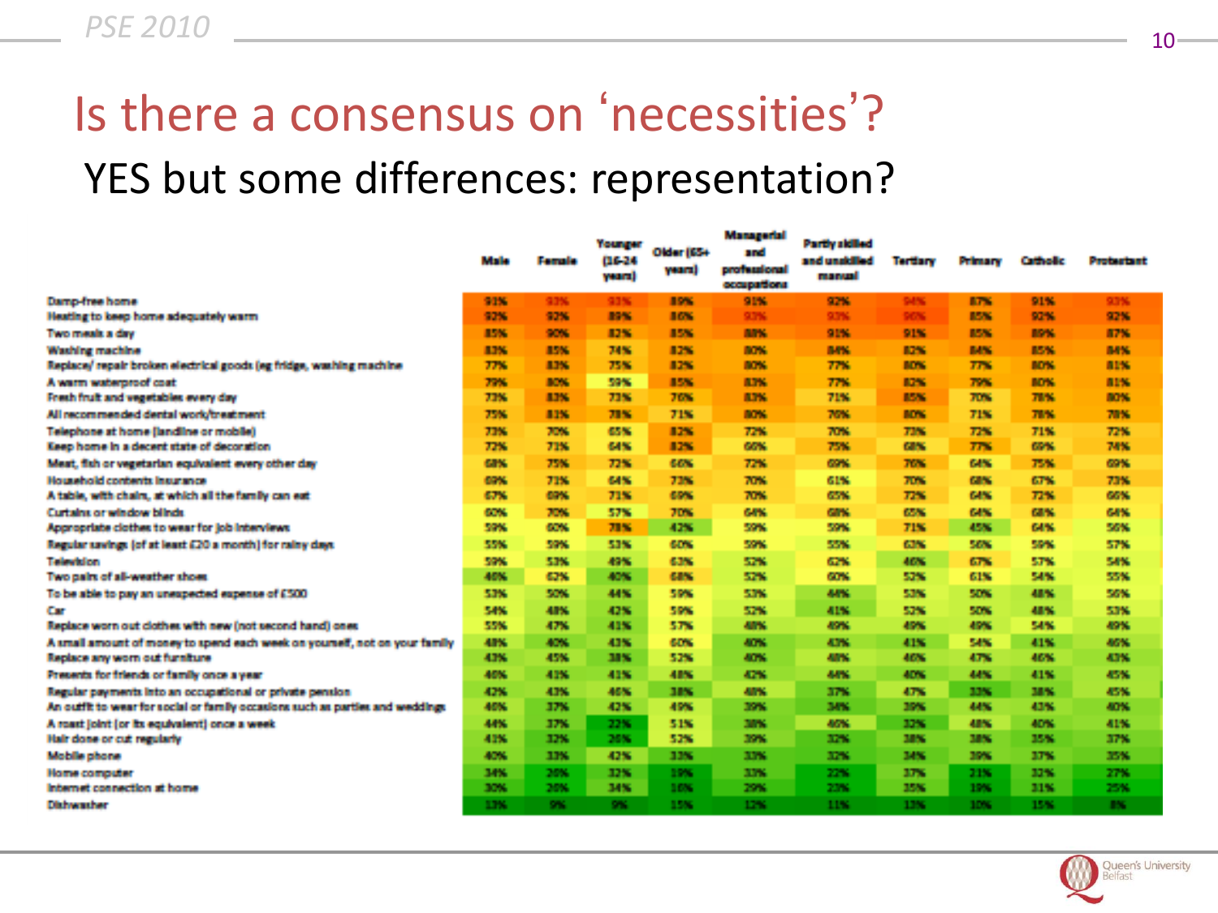# Is there a consensus on 'necessities'?

## YES but some differences: representation?

| | Male | Female | Younger (16-24 years) | Older (65+ years) | Managerial and professional occupations | Partly skilled and unskilled manual | Tertiary | Primary | Catholic | Protestant |
|---|---|---|---|---|---|---|---|---|---|---|
| Damp-free home | 91% | 93% | 93% | 89% | 91% | 92% | 94% | 87% | 91% | 93% |
| Heating to keep home adequately warm | 92% | 92% | 89% | 86% | 93% | 93% | 96% | 85% | 92% | 92% |
| Two meals a day | 85% | 90% | 82% | 85% | 88% | 91% | 91% | 85% | 89% | 87% |
| Washing machine | 83% | 85% | 74% | 82% | 80% | 84% | 82% | 84% | 85% | 84% |
| Replace/ repair broken electrical goods (eg fridge, washing machine | 77% | 83% | 75% | 82% | 80% | 77% | 80% | 77% | 80% | 81% |
| A warm waterproof coat | 79% | 80% | 59% | 85% | 83% | 77% | 82% | 79% | 80% | 81% |
| Fresh fruit and vegetables every day | 73% | 83% | 73% | 76% | 83% | 71% | 85% | 70% | 78% | 80% |
| All recommended dental work/treatment | 75% | 81% | 78% | 71% | 80% | 76% | 80% | 71% | 78% | 78% |
| Telephone at home (landline or mobile) | 73% | 70% | 65% | 82% | 72% | 70% | 73% | 72% | 71% | 72% |
| Keep home in a decent state of decoration | 72% | 71% | 64% | 82% | 66% | 75% | 68% | 77% | 69% | 74% |
| Meat, fish or vegetarian equivalent every other day | 68% | 75% | 72% | 66% | 72% | 69% | 76% | 64% | 75% | 69% |
| Household contents insurance | 69% | 71% | 64% | 73% | 70% | 61% | 70% | 68% | 67% | 73% |
| A table, with chairs, at which all the family can eat | 67% | 69% | 71% | 69% | 70% | 65% | 72% | 64% | 72% | 66% |
| Curtains or window blinds | 60% | 70% | 57% | 70% | 64% | 68% | 65% | 64% | 68% | 64% |
| Appropriate clothes to wear for job interviews | 59% | 60% | 78% | 42% | 59% | 59% | 71% | 45% | 64% | 56% |
| Regular savings (of at least £20 a month) for rainy days | 55% | 59% | 53% | 60% | 59% | 55% | 63% | 56% | 59% | 57% |
| Television | 59% | 53% | 49% | 63% | 52% | 62% | 46% | 67% | 57% | 54% |
| Two pairs of all-weather shoes | 46% | 62% | 40% | 68% | 52% | 60% | 52% | 61% | 54% | 55% |
| To be able to pay an unexpected expense of £500 | 53% | 50% | 44% | 59% | 53% | 44% | 53% | 50% | 48% | 56% |
| Car | 54% | 48% | 42% | 59% | 52% | 41% | 52% | 50% | 48% | 53% |
| Replace worn out clothes with new (not second hand) ones | 55% | 47% | 41% | 57% | 48% | 49% | 49% | 49% | 54% | 49% |
| A small amount of money to spend each week on yourself, not on your family | 48% | 40% | 43% | 60% | 40% | 43% | 41% | 54% | 41% | 46% |
| Replace any worn out furniture | 43% | 45% | 38% | 52% | 40% | 48% | 46% | 47% | 46% | 43% |
| Presents for friends or family once a year | 40% | 41% | 41% | 48% | 42% | 44% | 40% | 44% | 41% | 45% |
| Regular payments into an occupational or private pension | 42% | 43% | 46% | 38% | 48% | 37% | 47% | 33% | 38% | 45% |
| An outfit to wear for social or family occasions such as parties and weddings | 40% | 37% | 42% | 49% | 39% | 34% | 39% | 44% | 43% | 40% |
| A roast joint (or its equivalent) once a week | 44% | 37% | 22% | 51% | 38% | 46% | 32% | 48% | 40% | 41% |
| Hair done or cut regularly | 41% | 32% | 26% | 52% | 39% | 32% | 38% | 38% | 35% | 37% |
| Mobile phone | 40% | 33% | 42% | 33% | 33% | 32% | 34% | 39% | 37% | 35% |
| Home computer | 34% | 26% | 32% | 19% | 33% | 22% | 37% | 21% | 32% | 27% |
| Internet connection at home | 30% | 26% | 34% | 16% | 29% | 23% | 35% | 19% | 31% | 25% |
| Dishwasher | 13% | 9% | 9% | 15% | 12% | 11% | 13% | 10% | 15% | 8% |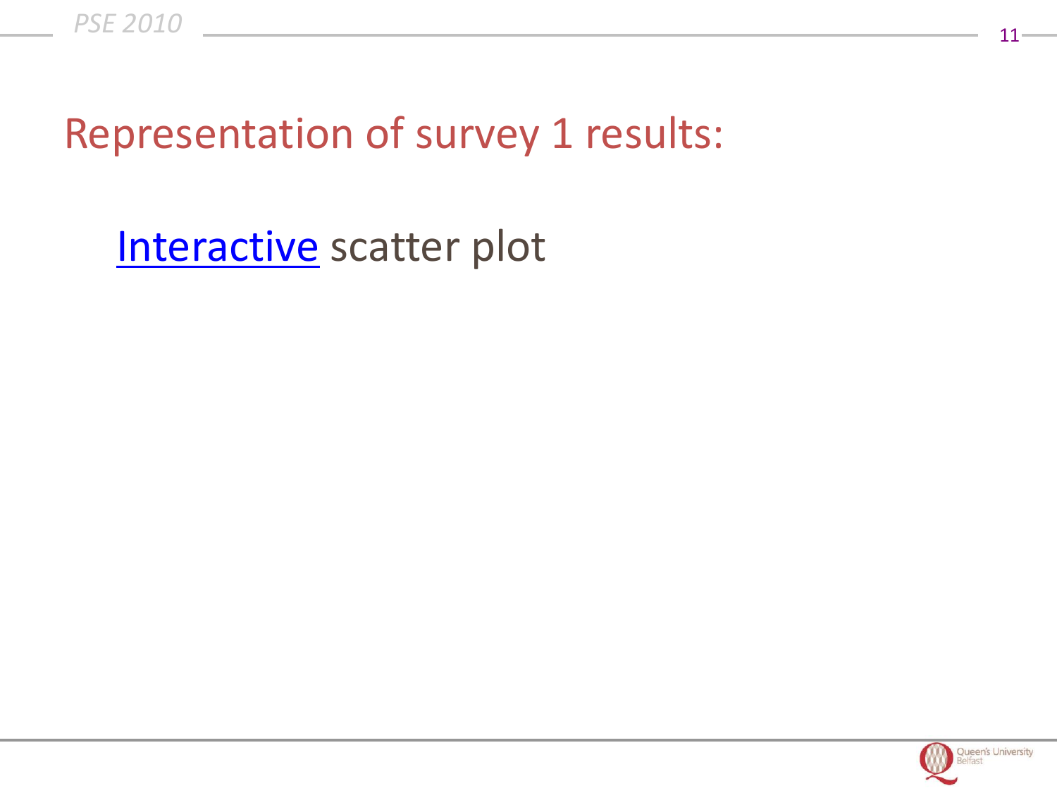# Representation of survey 1 results:

Interactive scatter plot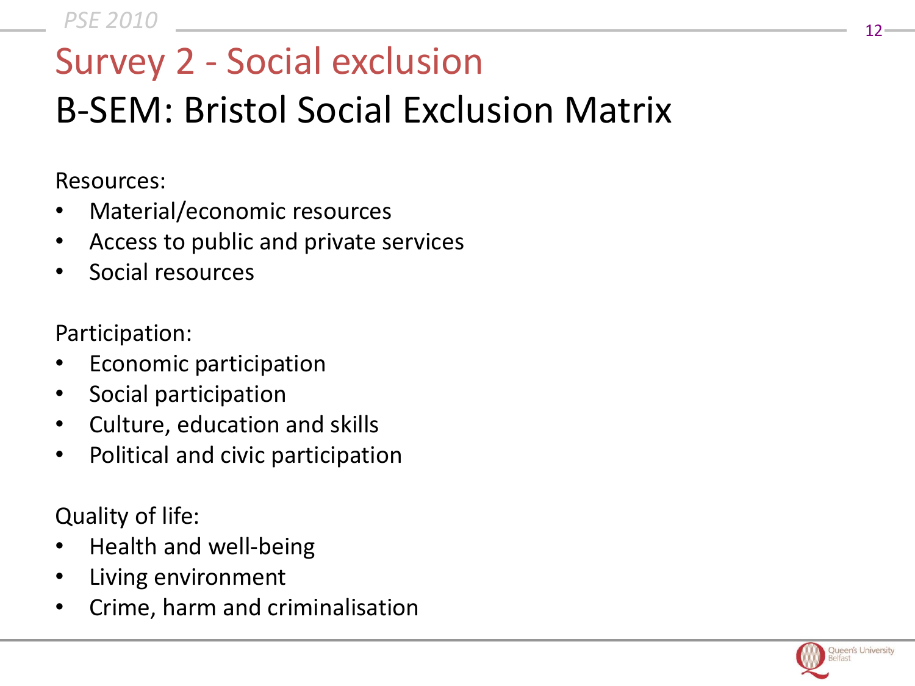# Survey 2 - Social exclusion

## B-SEM: Bristol Social Exclusion Matrix

Resources:

- Material/economic resources
- Access to public and private services
- Social resources

Participation:

- Economic participation
- Social participation
- Culture, education and skills
- Political and civic participation

Quality of life:

- Health and well-being
- Living environment
- Crime, harm and criminalisation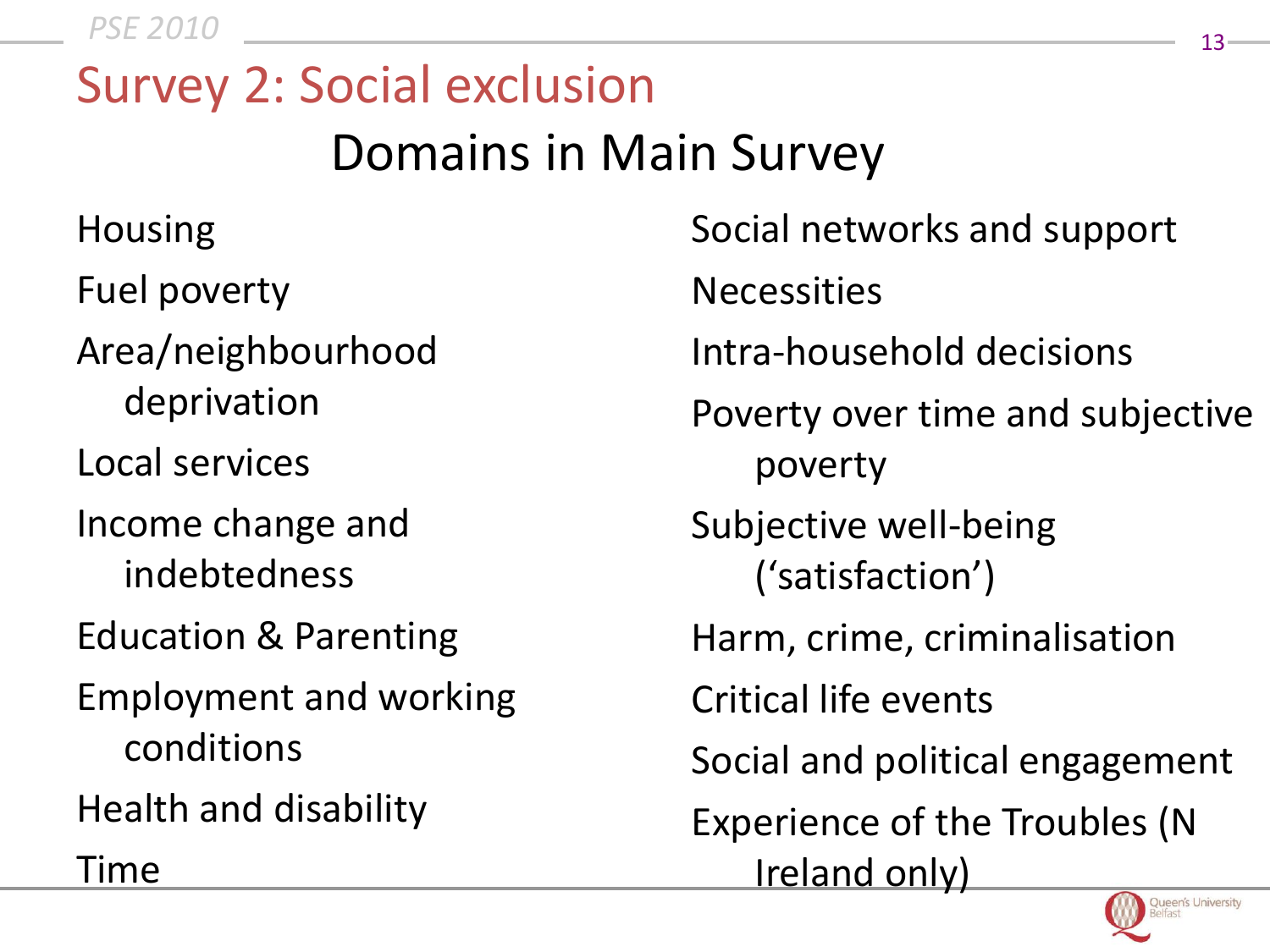# Survey 2: Social exclusion

## Domains in Main Survey

- Housing
- Fuel poverty
- Area/neighbourhood deprivation
- Local services
- Income change and indebtedness
- Education & Parenting
- Employment and working conditions
- Health and disability
- Time
- Social networks and support
- Necessities
- Intra-household decisions
- Poverty over time and subjective poverty
- Subjective well-being ('satisfaction')
- Harm, crime, criminalisation
- Critical life events
- Social and political engagement
- Experience of the Troubles (N Ireland only)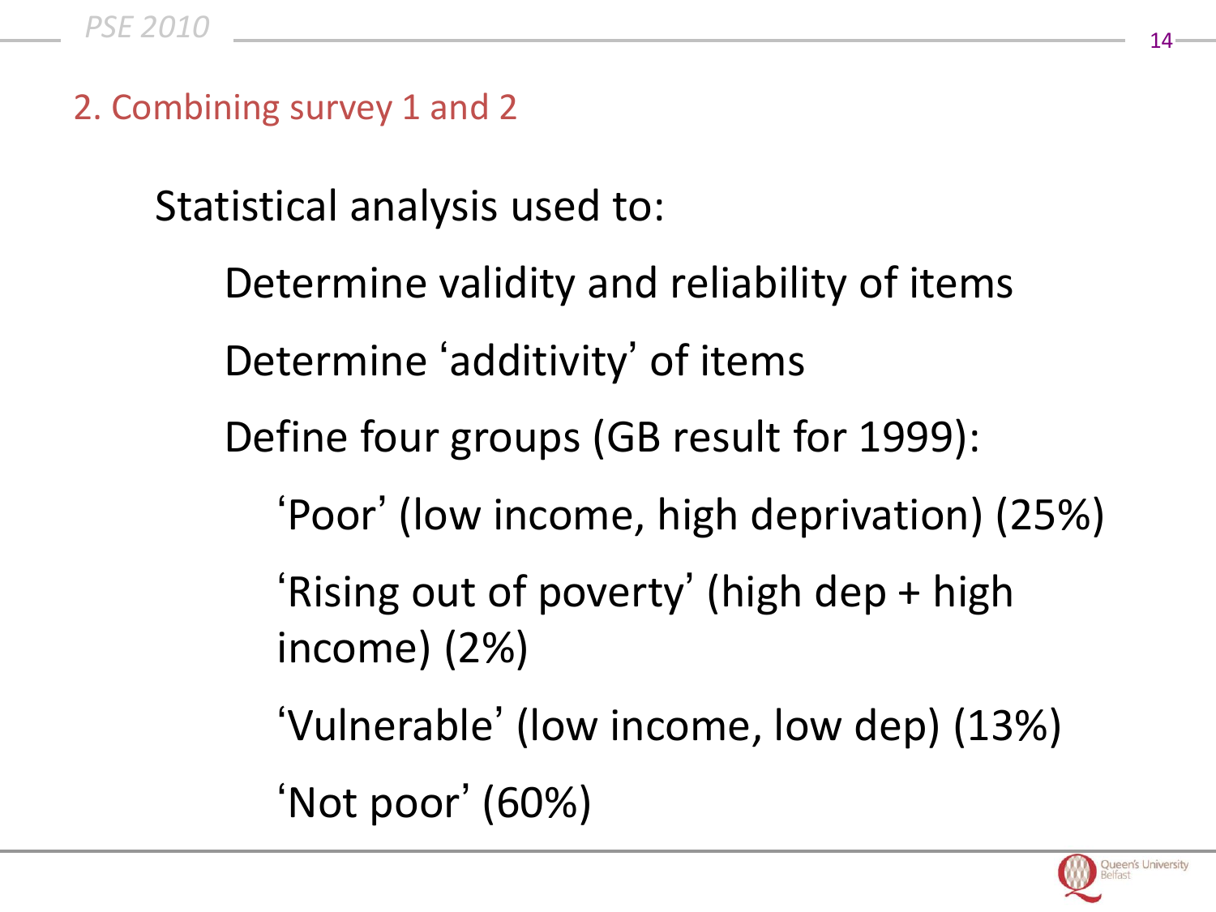## 2. Combining survey 1 and 2

Statistical analysis used to:

- Determine validity and reliability of items
- Determine 'additivity' of items
- Define four groups (GB result for 1999):
  - 'Poor' (low income, high deprivation) (25%)
  - 'Rising out of poverty' (high dep + high income) (2%)
  - 'Vulnerable' (low income, low dep) (13%)
  - 'Not poor' (60%)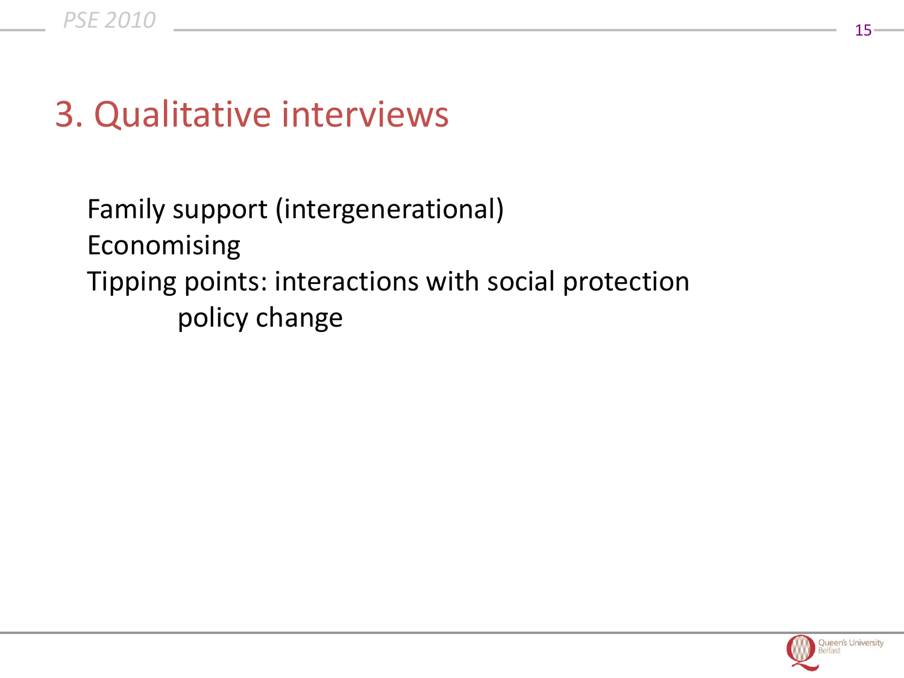# 3. Qualitative interviews

Family support (intergenerational)

Economising

Tipping points: interactions with social protection

policy change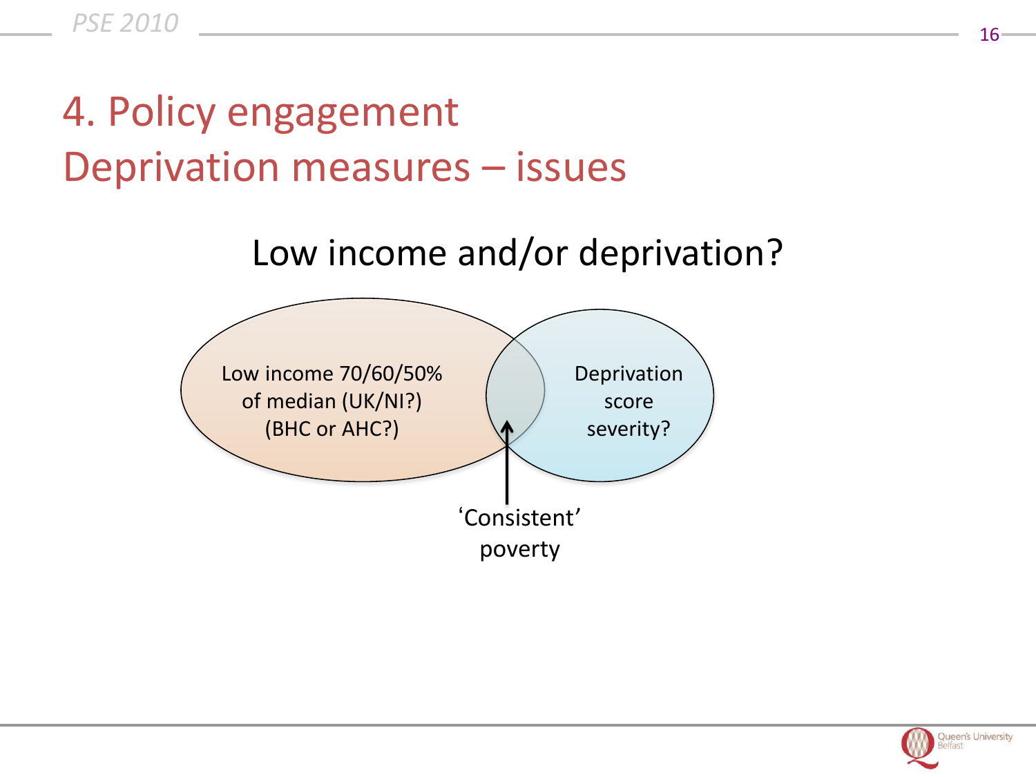# 4. Policy engagement
## Deprivation measures – issues

Low income and/or deprivation?

Low income 70/60/50% of median (UK/NI?) (BHC or AHC?)

Deprivation score severity?

'Consistent' poverty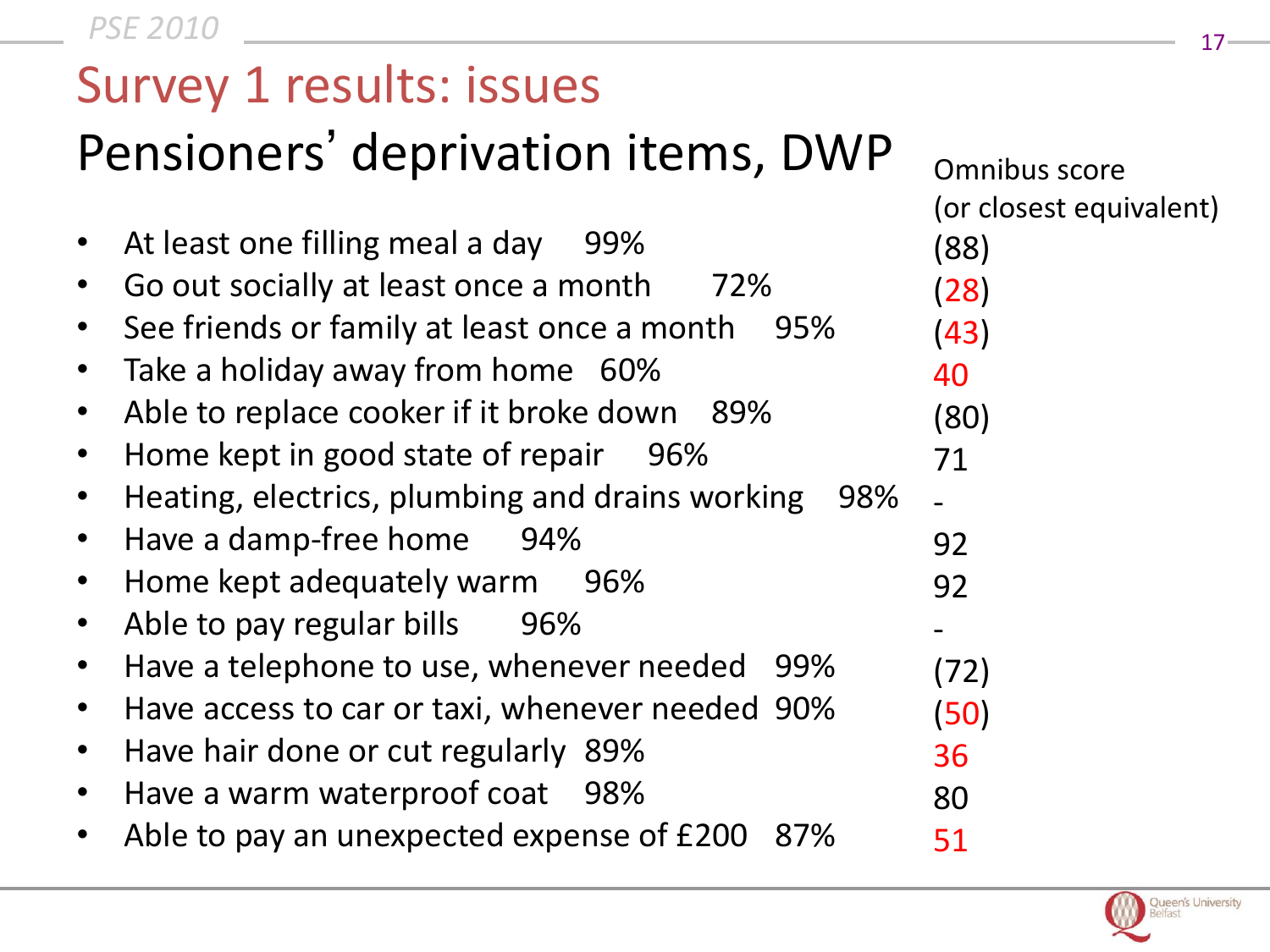# Survey 1 results: issues

## Pensioners' deprivation items, DWP

| Item | % | Omnibus score (or closest equivalent) |
| --- | --- | --- |
| At least one filling meal a day | 99% | (88) |
| Go out socially at least once a month | 72% | (28) |
| See friends or family at least once a month | 95% | (43) |
| Take a holiday away from home | 60% | 40 |
| Able to replace cooker if it broke down | 89% | (80) |
| Home kept in good state of repair | 96% | 71 |
| Heating, electrics, plumbing and drains working | 98% | - |
| Have a damp-free home | 94% | 92 |
| Home kept adequately warm | 96% | 92 |
| Able to pay regular bills | 96% | - |
| Have a telephone to use, whenever needed | 99% | (72) |
| Have access to car or taxi, whenever needed | 90% | (50) |
| Have hair done or cut regularly | 89% | 36 |
| Have a warm waterproof coat | 98% | 80 |
| Able to pay an unexpected expense of £200 | 87% | 51 |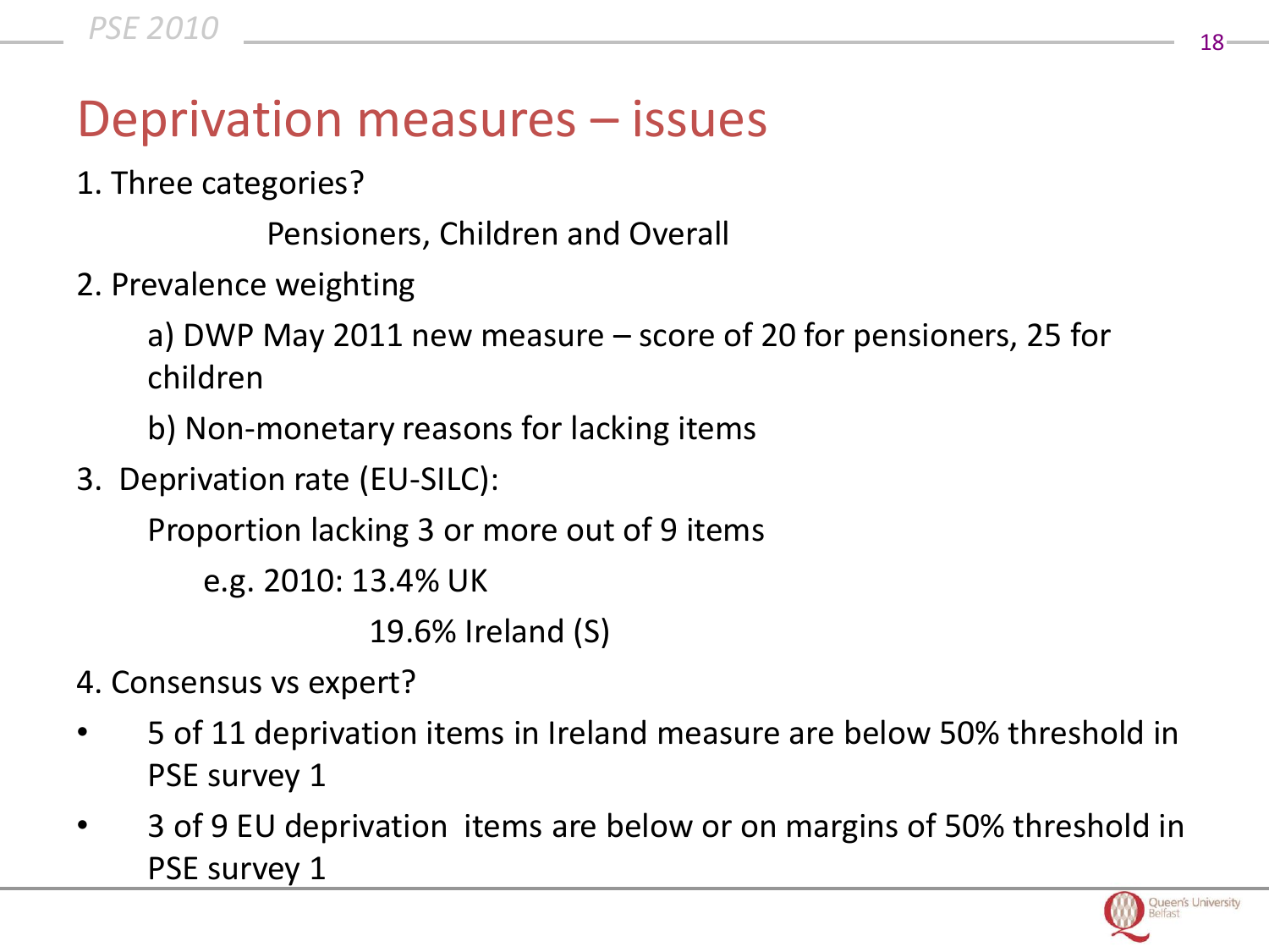# Deprivation measures – issues

1. Three categories?

   Pensioners, Children and Overall

2. Prevalence weighting

   a) DWP May 2011 new measure – score of 20 for pensioners, 25 for children

   b) Non-monetary reasons for lacking items

3. Deprivation rate (EU-SILC):

   Proportion lacking 3 or more out of 9 items

   e.g. 2010: 13.4% UK

   19.6% Ireland (S)

4. Consensus vs expert?

- 5 of 11 deprivation items in Ireland measure are below 50% threshold in PSE survey 1
- 3 of 9 EU deprivation items are below or on margins of 50% threshold in PSE survey 1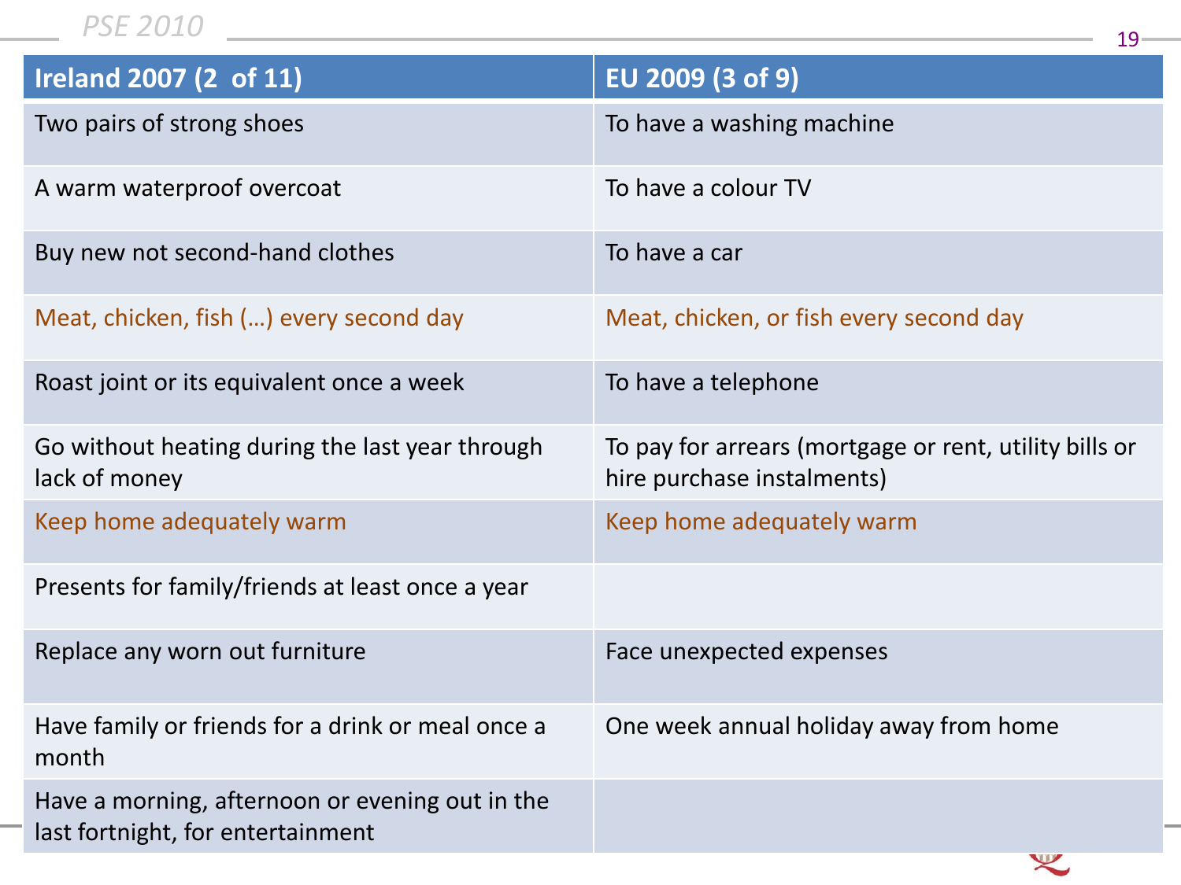| Ireland 2007 (2 of 11) | EU 2009 (3 of 9) |
| --- | --- |
| Two pairs of strong shoes | To have a washing machine |
| A warm waterproof overcoat | To have a colour TV |
| Buy new not second-hand clothes | To have a car |
| Meat, chicken, fish (…) every second day | Meat, chicken, or fish every second day |
| Roast joint or its equivalent once a week | To have a telephone |
| Go without heating during the last year through lack of money | To pay for arrears (mortgage or rent, utility bills or hire purchase instalments) |
| Keep home adequately warm | Keep home adequately warm |
| Presents for family/friends at least once a year | |
| Replace any worn out furniture | Face unexpected expenses |
| Have family or friends for a drink or meal once a month | One week annual holiday away from home |
| Have a morning, afternoon or evening out in the last fortnight, for entertainment | |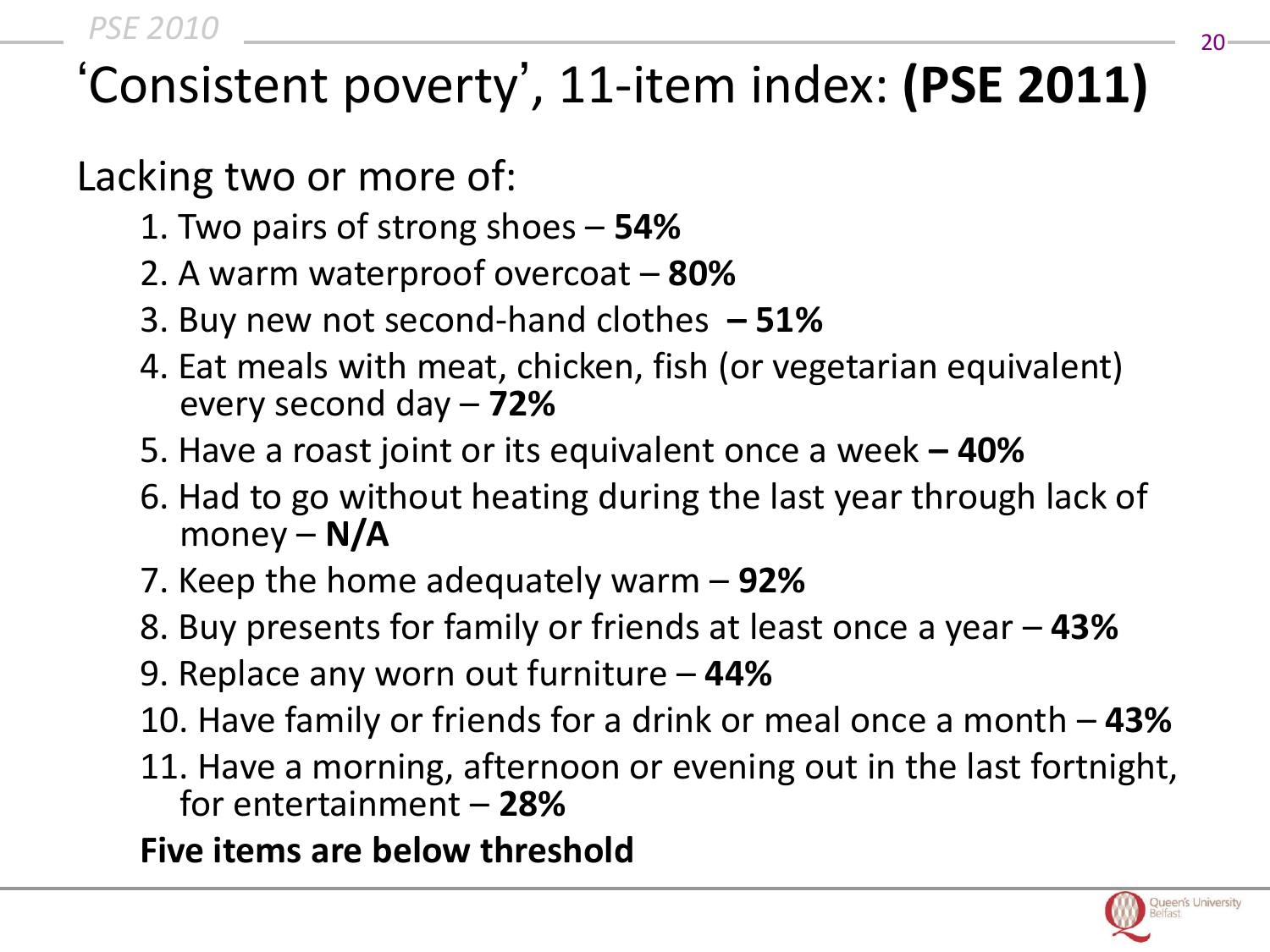# 'Consistent poverty', 11-item index: **(PSE 2011)**

Lacking two or more of:

1. Two pairs of strong shoes – **54%**
2. A warm waterproof overcoat – **80%**
3. Buy new not second-hand clothes **– 51%**
4. Eat meals with meat, chicken, fish (or vegetarian equivalent) every second day – **72%**
5. Have a roast joint or its equivalent once a week **– 40%**
6. Had to go without heating during the last year through lack of money – **N/A**
7. Keep the home adequately warm – **92%**
8. Buy presents for family or friends at least once a year – **43%**
9. Replace any worn out furniture – **44%**
10. Have family or friends for a drink or meal once a month – **43%**
11. Have a morning, afternoon or evening out in the last fortnight, for entertainment – **28%**

**Five items are below threshold**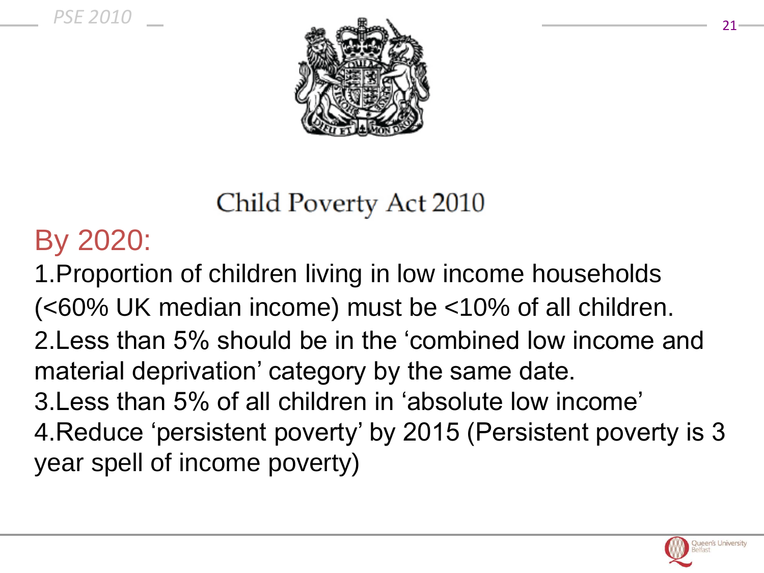## Child Poverty Act 2010

### By 2020:

1. Proportion of children living in low income households (<60% UK median income) must be <10% of all children.
2. Less than 5% should be in the 'combined low income and material deprivation' category by the same date.
3. Less than 5% of all children in 'absolute low income'
4. Reduce 'persistent poverty' by 2015 (Persistent poverty is 3 year spell of income poverty)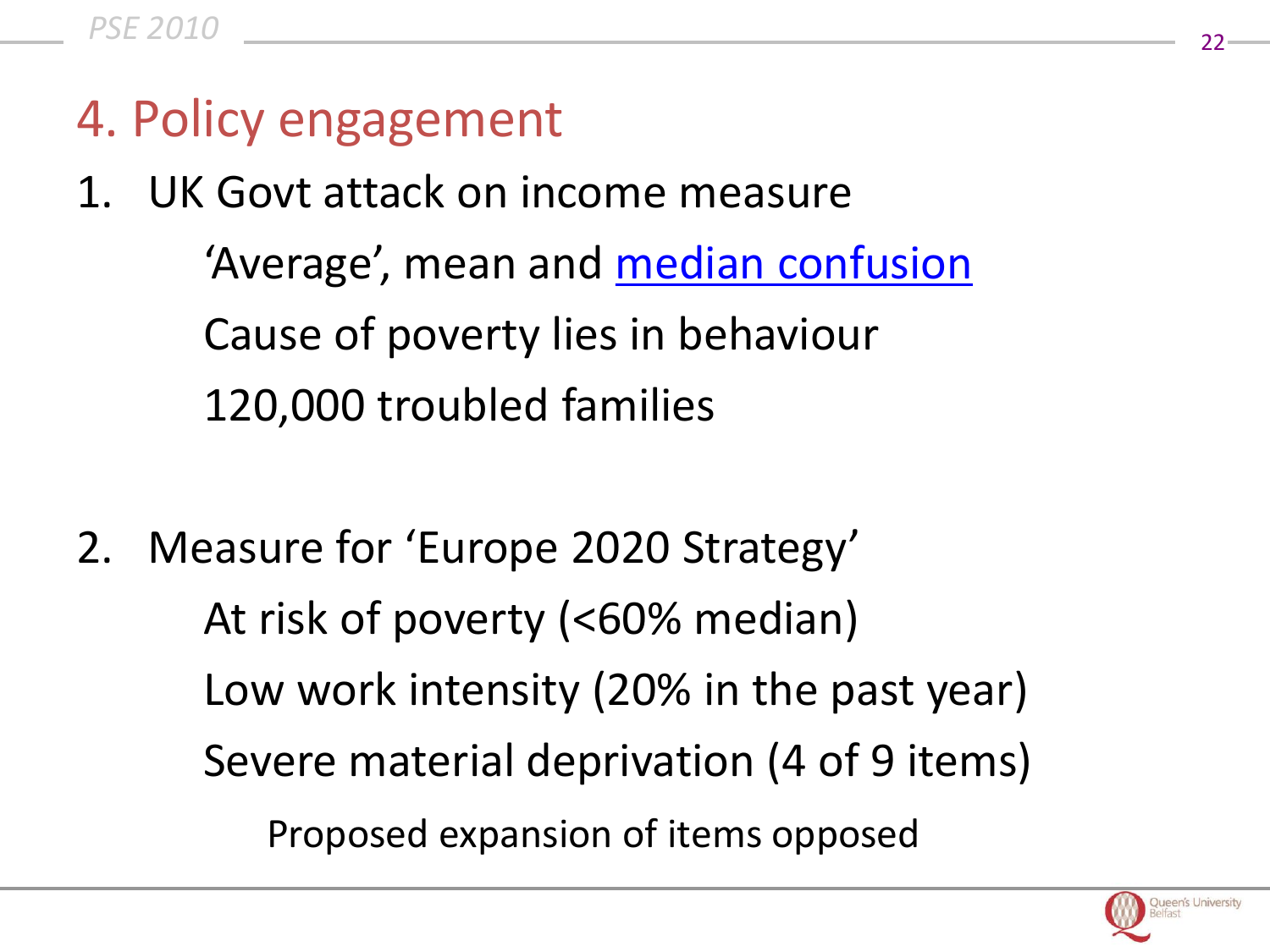# 4. Policy engagement

1. UK Govt attack on income measure
   - 'Average', mean and median confusion
   - Cause of poverty lies in behaviour
   - 120,000 troubled families

2. Measure for 'Europe 2020 Strategy'
   - At risk of poverty (<60% median)
   - Low work intensity (20% in the past year)
   - Severe material deprivation (4 of 9 items)
     - Proposed expansion of items opposed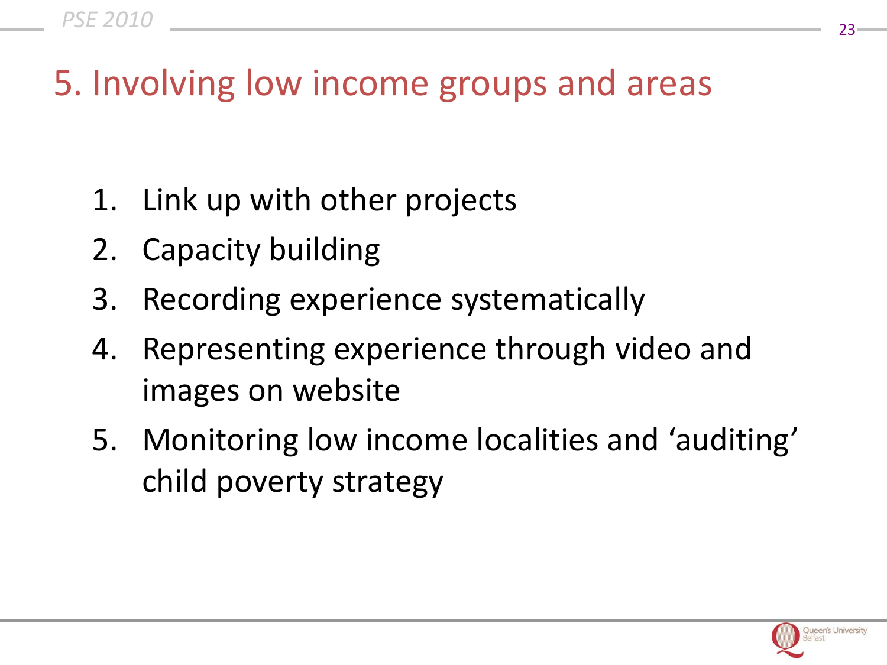# 5. Involving low income groups and areas

1. Link up with other projects
2. Capacity building
3. Recording experience systematically
4. Representing experience through video and images on website
5. Monitoring low income localities and 'auditing' child poverty strategy